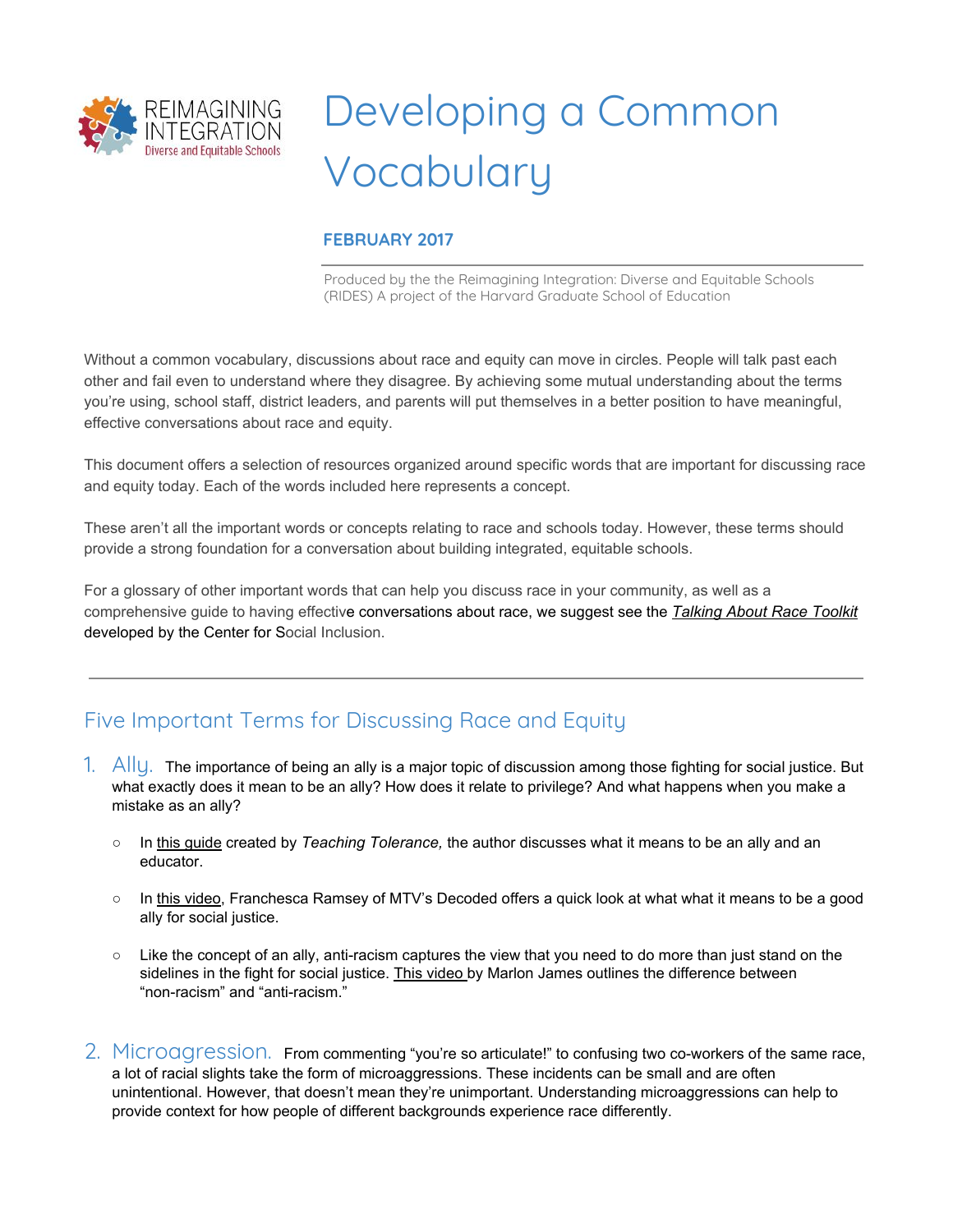REIMAGINING INTEGRATION
Diverse and Equitable Schools

# Developing a Common Vocabulary

**FEBRUARY 2017**

Produced by the the Reimagining Integration: Diverse and Equitable Schools (RIDES) A project of the Harvard Graduate School of Education

Without a common vocabulary, discussions about race and equity can move in circles. People will talk past each other and fail even to understand where they disagree. By achieving some mutual understanding about the terms you're using, school staff, district leaders, and parents will put themselves in a better position to have meaningful, effective conversations about race and equity.

This document offers a selection of resources organized around specific words that are important for discussing race and equity today. Each of the words included here represents a concept.

These aren't all the important words or concepts relating to race and schools today. However, these terms should provide a strong foundation for a conversation about building integrated, equitable schools.

For a glossary of other important words that can help you discuss race in your community, as well as a comprehensive guide to having effective conversations about race, we suggest see the *Talking About Race Toolkit* developed by the Center for Social Inclusion.

---

## Five Important Terms for Discussing Race and Equity

1. **Ally.** The importance of being an ally is a major topic of discussion among those fighting for social justice. But what exactly does it mean to be an ally? How does it relate to privilege? And what happens when you make a mistake as an ally?

   - In this guide created by *Teaching Tolerance,* the author discusses what it means to be an ally and an educator.
   - In this video, Franchesca Ramsey of MTV's Decoded offers a quick look at what what it means to be a good ally for social justice.
   - Like the concept of an ally, anti-racism captures the view that you need to do more than just stand on the sidelines in the fight for social justice. This video by Marlon James outlines the difference between "non-racism" and "anti-racism."

2. **Microaggression.** From commenting "you're so articulate!" to confusing two co-workers of the same race, a lot of racial slights take the form of microaggressions. These incidents can be small and are often unintentional. However, that doesn't mean they're unimportant. Understanding microaggressions can help to provide context for how people of different backgrounds experience race differently.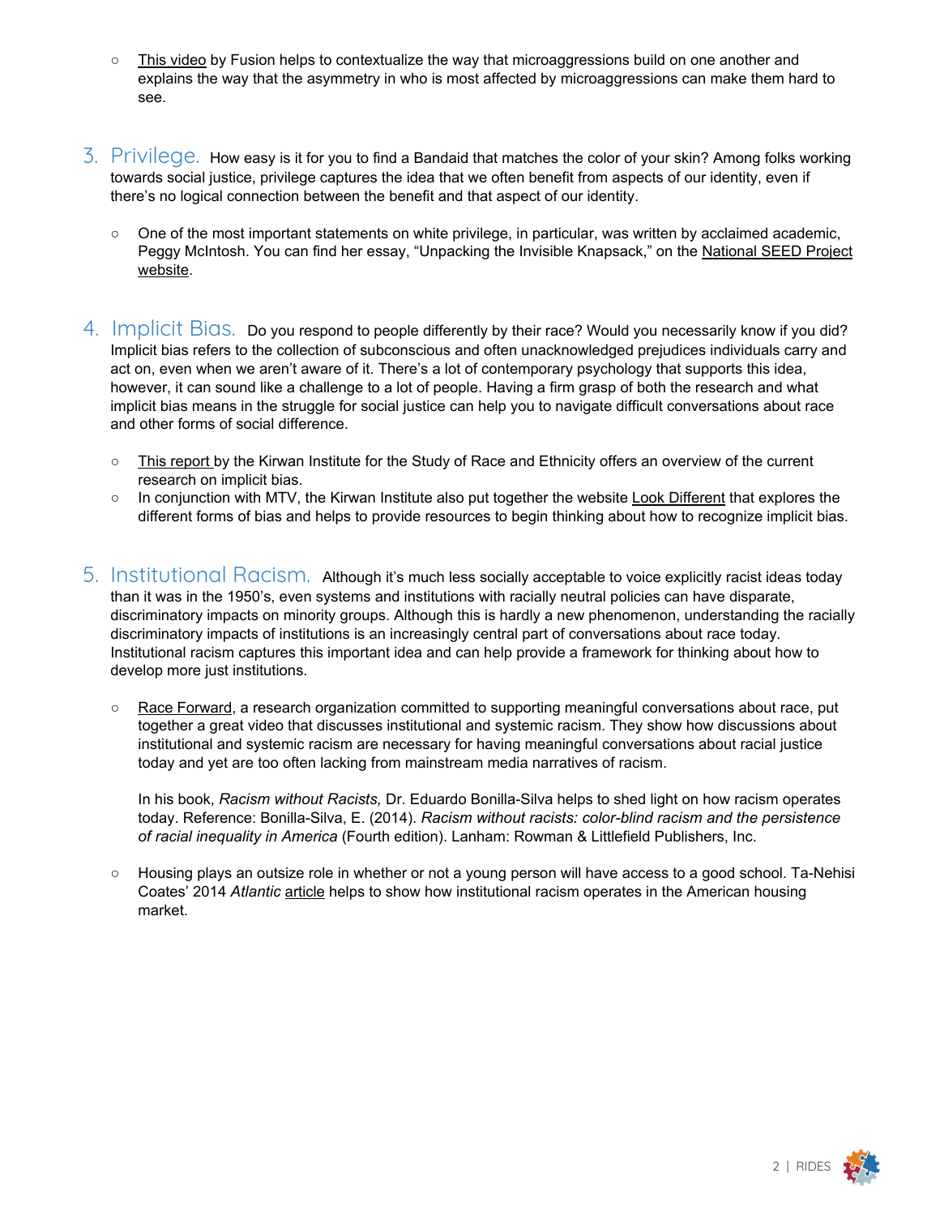- This video by Fusion helps to contextualize the way that microaggressions build on one another and explains the way that the asymmetry in who is most affected by microaggressions can make them hard to see.

3. Privilege. How easy is it for you to find a Bandaid that matches the color of your skin? Among folks working towards social justice, privilege captures the idea that we often benefit from aspects of our identity, even if there's no logical connection between the benefit and that aspect of our identity.

   - One of the most important statements on white privilege, in particular, was written by acclaimed academic, Peggy McIntosh. You can find her essay, "Unpacking the Invisible Knapsack," on the National SEED Project website.

4. Implicit Bias. Do you respond to people differently by their race? Would you necessarily know if you did? Implicit bias refers to the collection of subconscious and often unacknowledged prejudices individuals carry and act on, even when we aren't aware of it. There's a lot of contemporary psychology that supports this idea, however, it can sound like a challenge to a lot of people. Having a firm grasp of both the research and what implicit bias means in the struggle for social justice can help you to navigate difficult conversations about race and other forms of social difference.

   - This report by the Kirwan Institute for the Study of Race and Ethnicity offers an overview of the current research on implicit bias.
   - In conjunction with MTV, the Kirwan Institute also put together the website Look Different that explores the different forms of bias and helps to provide resources to begin thinking about how to recognize implicit bias.

5. Institutional Racism. Although it's much less socially acceptable to voice explicitly racist ideas today than it was in the 1950's, even systems and institutions with racially neutral policies can have disparate, discriminatory impacts on minority groups. Although this is hardly a new phenomenon, understanding the racially discriminatory impacts of institutions is an increasingly central part of conversations about race today. Institutional racism captures this important idea and can help provide a framework for thinking about how to develop more just institutions.

   - Race Forward, a research organization committed to supporting meaningful conversations about race, put together a great video that discusses institutional and systemic racism. They show how discussions about institutional and systemic racism are necessary for having meaningful conversations about racial justice today and yet are too often lacking from mainstream media narratives of racism.

     In his book, *Racism without Racists,* Dr. Eduardo Bonilla-Silva helps to shed light on how racism operates today. Reference: Bonilla-Silva, E. (2014). *Racism without racists: color-blind racism and the persistence of racial inequality in America* (Fourth edition). Lanham: Rowman & Littlefield Publishers, Inc.

   - Housing plays an outsize role in whether or not a young person will have access to a good school. Ta-Nehisi Coates' 2014 *Atlantic* article helps to show how institutional racism operates in the American housing market.